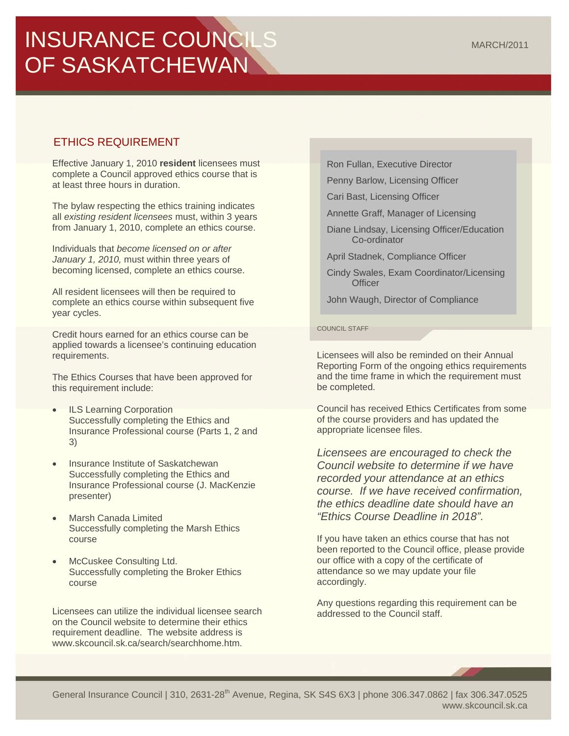# INSURANCE COUNCILS OF SASKATCHEWAN

MARCH/2011

## ETHICS REQUIREMENT

Effective January 1, 2010 **resident** licensees must complete a Council approved ethics course that is at least three hours in duration.

The bylaw respecting the ethics training indicates all *existing resident licensees* must, within 3 years from January 1, 2010, complete an ethics course.

Individuals that *become licensed on or after January 1, 2010,* must within three years of becoming licensed, complete an ethics course.

All resident licensees will then be required to complete an ethics course within subsequent five year cycles.

Credit hours earned for an ethics course can be applied towards a licensee's continuing education requirements.

The Ethics Courses that have been approved for this requirement include:

- ILS Learning Corporation
  Successfully completing the Ethics and Insurance Professional course (Parts 1, 2 and 3)
- Insurance Institute of Saskatchewan
  Successfully completing the Ethics and Insurance Professional course (J. MacKenzie presenter)
- Marsh Canada Limited
  Successfully completing the Marsh Ethics course
- McCuskee Consulting Ltd.
  Successfully completing the Broker Ethics course

Licensees can utilize the individual licensee search on the Council website to determine their ethics requirement deadline. The website address is www.skcouncil.sk.ca/search/searchhome.htm.

Ron Fullan, Executive Director

Penny Barlow, Licensing Officer

Cari Bast, Licensing Officer

Annette Graff, Manager of Licensing

Diane Lindsay, Licensing Officer/Education Co-ordinator

April Stadnek, Compliance Officer

Cindy Swales, Exam Coordinator/Licensing Officer

John Waugh, Director of Compliance

COUNCIL STAFF

Licensees will also be reminded on their Annual Reporting Form of the ongoing ethics requirements and the time frame in which the requirement must be completed.

Council has received Ethics Certificates from some of the course providers and has updated the appropriate licensee files.

*Licensees are encouraged to check the Council website to determine if we have recorded your attendance at an ethics course. If we have received confirmation, the ethics deadline date should have an "Ethics Course Deadline in 2018".*

If you have taken an ethics course that has not been reported to the Council office, please provide our office with a copy of the certificate of attendance so we may update your file accordingly.

Any questions regarding this requirement can be addressed to the Council staff.

General Insurance Council | 310, 2631-28th Avenue, Regina, SK S4S 6X3 | phone 306.347.0862 | fax 306.347.0525
www.skcouncil.sk.ca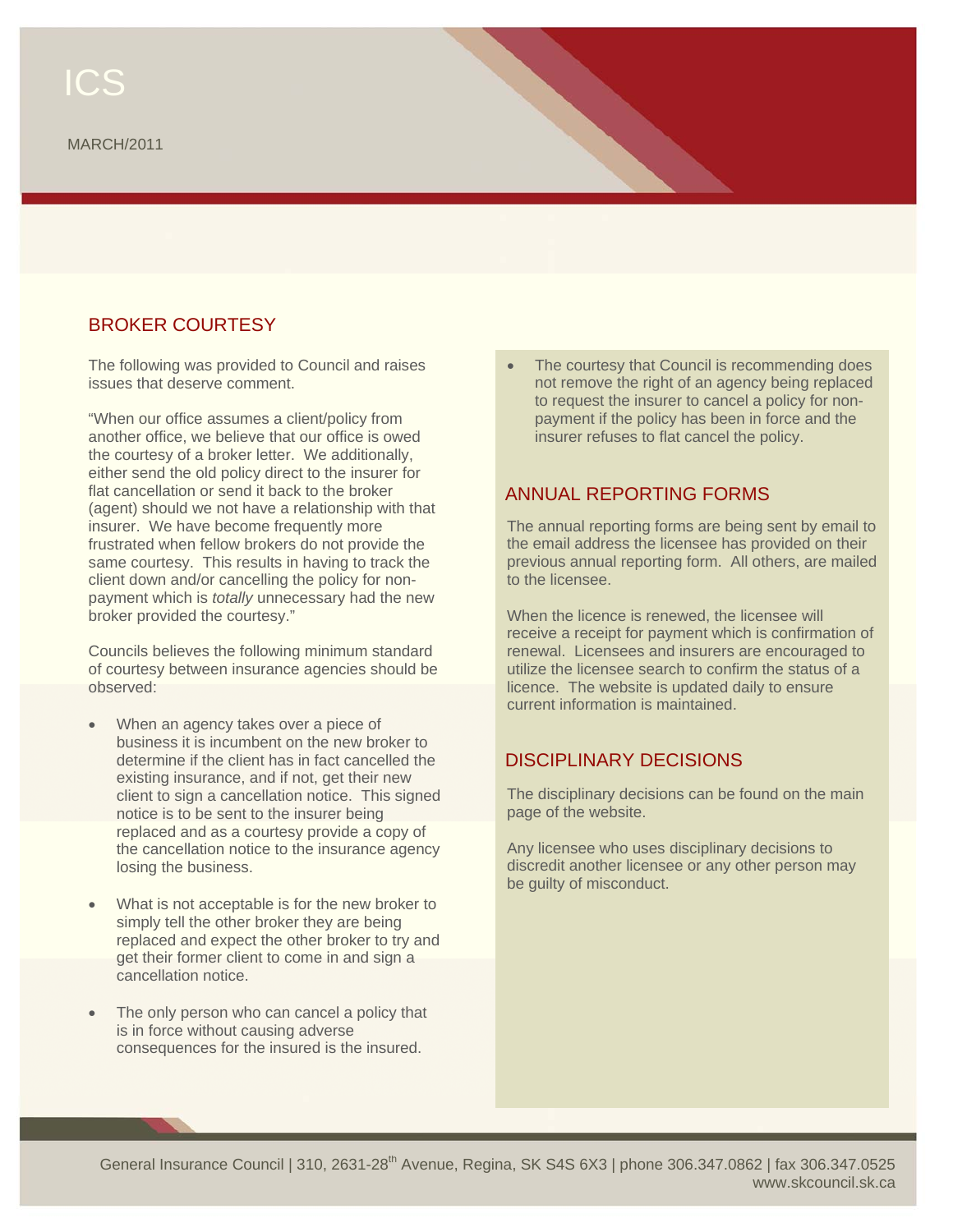ICS

MARCH/2011

## BROKER COURTESY

The following was provided to Council and raises issues that deserve comment.

"When our office assumes a client/policy from another office, we believe that our office is owed the courtesy of a broker letter. We additionally, either send the old policy direct to the insurer for flat cancellation or send it back to the broker (agent) should we not have a relationship with that insurer. We have become frequently more frustrated when fellow brokers do not provide the same courtesy. This results in having to track the client down and/or cancelling the policy for non-payment which is *totally* unnecessary had the new broker provided the courtesy."

Councils believes the following minimum standard of courtesy between insurance agencies should be observed:

- When an agency takes over a piece of business it is incumbent on the new broker to determine if the client has in fact cancelled the existing insurance, and if not, get their new client to sign a cancellation notice. This signed notice is to be sent to the insurer being replaced and as a courtesy provide a copy of the cancellation notice to the insurance agency losing the business.
- What is not acceptable is for the new broker to simply tell the other broker they are being replaced and expect the other broker to try and get their former client to come in and sign a cancellation notice.
- The only person who can cancel a policy that is in force without causing adverse consequences for the insured is the insured.
- The courtesy that Council is recommending does not remove the right of an agency being replaced to request the insurer to cancel a policy for non-payment if the policy has been in force and the insurer refuses to flat cancel the policy.

## ANNUAL REPORTING FORMS

The annual reporting forms are being sent by email to the email address the licensee has provided on their previous annual reporting form. All others, are mailed to the licensee.

When the licence is renewed, the licensee will receive a receipt for payment which is confirmation of renewal. Licensees and insurers are encouraged to utilize the licensee search to confirm the status of a licence. The website is updated daily to ensure current information is maintained.

## DISCIPLINARY DECISIONS

The disciplinary decisions can be found on the main page of the website.

Any licensee who uses disciplinary decisions to discredit another licensee or any other person may be guilty of misconduct.

General Insurance Council | 310, 2631-28th Avenue, Regina, SK S4S 6X3 | phone 306.347.0862 | fax 306.347.0525
www.skcouncil.sk.ca